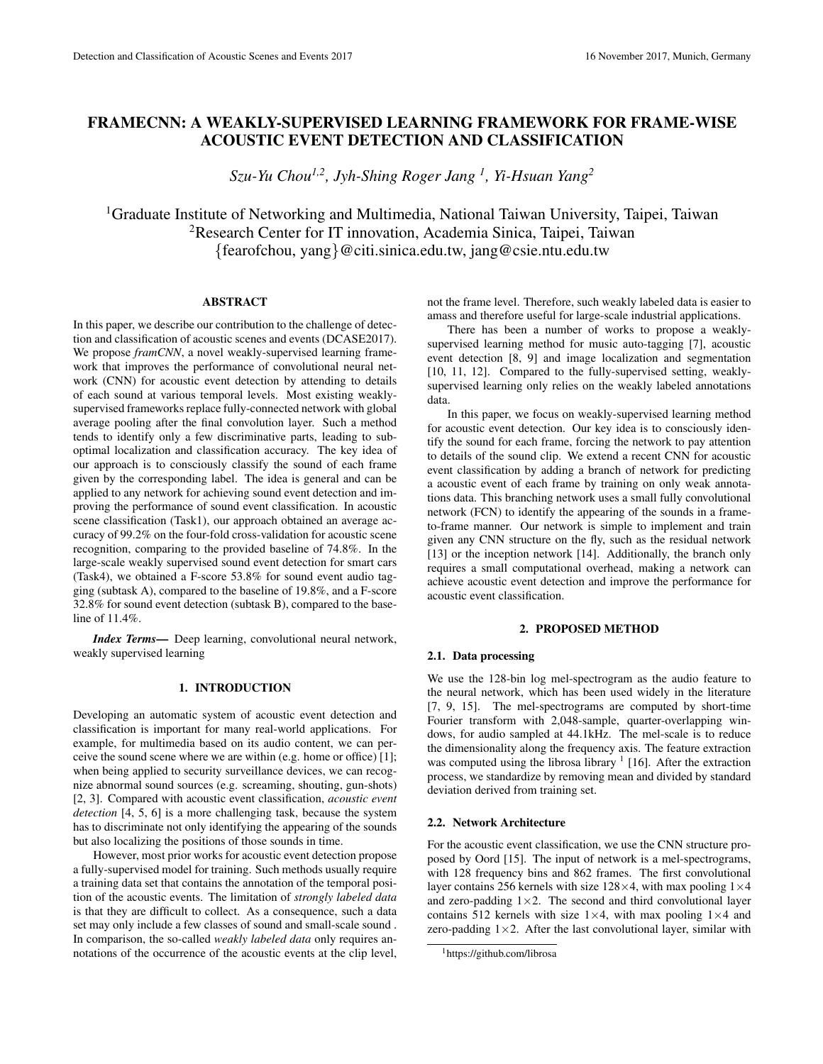# FRAMECNN: A WEAKLY-SUPERVISED LEARNING FRAMEWORK FOR FRAME-WISE ACOUSTIC EVENT DETECTION AND CLASSIFICATION

*Szu-Yu Chou[1,2], Jyh-Shing Roger Jang [1], Yi-Hsuan Yang[2]*

[1]Graduate Institute of Networking and Multimedia, National Taiwan University, Taipei, Taiwan
[2]Research Center for IT innovation, Academia Sinica, Taipei, Taiwan
{fearofchou, yang}@citi.sinica.edu.tw, jang@csie.ntu.edu.tw

## ABSTRACT

In this paper, we describe our contribution to the challenge of detection and classification of acoustic scenes and events (DCASE2017). We propose *framCNN*, a novel weakly-supervised learning framework that improves the performance of convolutional neural network (CNN) for acoustic event detection by attending to details of each sound at various temporal levels. Most existing weakly-supervised frameworks replace fully-connected network with global average pooling after the final convolution layer. Such a method tends to identify only a few discriminative parts, leading to sub-optimal localization and classification accuracy. The key idea of our approach is to consciously classify the sound of each frame given by the corresponding label. The idea is general and can be applied to any network for achieving sound event detection and improving the performance of sound event classification. In acoustic scene classification (Task1), our approach obtained an average accuracy of 99.2% on the four-fold cross-validation for acoustic scene recognition, comparing to the provided baseline of 74.8%. In the large-scale weakly supervised sound event detection for smart cars (Task4), we obtained a F-score 53.8% for sound event audio tagging (subtask A), compared to the baseline of 19.8%, and a F-score 32.8% for sound event detection (subtask B), compared to the baseline of 11.4%.

***Index Terms***— Deep learning, convolutional neural network, weakly supervised learning

## 1. INTRODUCTION

Developing an automatic system of acoustic event detection and classification is important for many real-world applications. For example, for multimedia based on its audio content, we can perceive the sound scene where we are within (e.g. home or office) [1]; when being applied to security surveillance devices, we can recognize abnormal sound sources (e.g. screaming, shouting, gun-shots) [2, 3]. Compared with acoustic event classification, *acoustic event detection* [4, 5, 6] is a more challenging task, because the system has to discriminate not only identifying the appearing of the sounds but also localizing the positions of those sounds in time.

However, most prior works for acoustic event detection propose a fully-supervised model for training. Such methods usually require a training data set that contains the annotation of the temporal position of the acoustic events. The limitation of *strongly labeled data* is that they are difficult to collect. As a consequence, such a data set may only include a few classes of sound and small-scale sound . In comparison, the so-called *weakly labeled data* only requires annotations of the occurrence of the acoustic events at the clip level, not the frame level. Therefore, such weakly labeled data is easier to amass and therefore useful for large-scale industrial applications.

There has been a number of works to propose a weakly-supervised learning method for music auto-tagging [7], acoustic event detection [8, 9] and image localization and segmentation [10, 11, 12]. Compared to the fully-supervised setting, weakly-supervised learning only relies on the weakly labeled annotations data.

In this paper, we focus on weakly-supervised learning method for acoustic event detection. Our key idea is to consciously identify the sound for each frame, forcing the network to pay attention to details of the sound clip. We extend a recent CNN for acoustic event classification by adding a branch of network for predicting a acoustic event of each frame by training on only weak annotations data. This branching network uses a small fully convolutional network (FCN) to identify the appearing of the sounds in a frame-to-frame manner. Our network is simple to implement and train given any CNN structure on the fly, such as the residual network [13] or the inception network [14]. Additionally, the branch only requires a small computational overhead, making a network can achieve acoustic event detection and improve the performance for acoustic event classification.

## 2. PROPOSED METHOD

### 2.1. Data processing

We use the 128-bin log mel-spectrogram as the audio feature to the neural network, which has been used widely in the literature [7, 9, 15]. The mel-spectrograms are computed by short-time Fourier transform with 2,048-sample, quarter-overlapping windows, for audio sampled at 44.1kHz. The mel-scale is to reduce the dimensionality along the frequency axis. The feature extraction was computed using the librosa library [1] [16]. After the extraction process, we standardize by removing mean and divided by standard deviation derived from training set.

### 2.2. Network Architecture

For the acoustic event classification, we use the CNN structure proposed by Oord [15]. The input of network is a mel-spectrograms, with 128 frequency bins and 862 frames. The first convolutional layer contains 256 kernels with size $128\times4$, with max pooling $1\times4$ and zero-padding $1\times2$. The second and third convolutional layer contains 512 kernels with size $1\times4$, with max pooling $1\times4$ and zero-padding $1\times2$. After the last convolutional layer, similar with

[1]https://github.com/librosa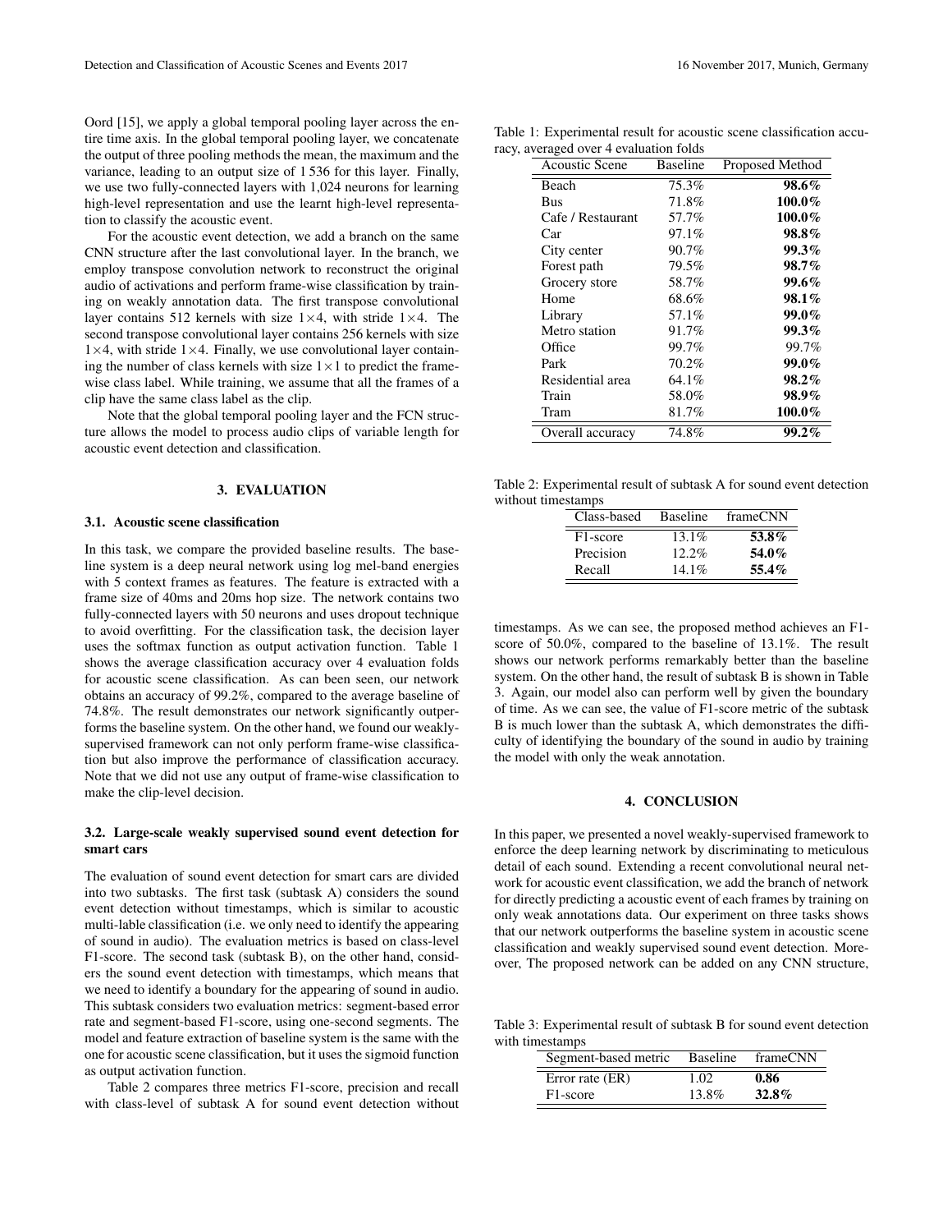Oord [15], we apply a global temporal pooling layer across the entire time axis. In the global temporal pooling layer, we concatenate the output of three pooling methods the mean, the maximum and the variance, leading to an output size of 1 536 for this layer. Finally, we use two fully-connected layers with 1,024 neurons for learning high-level representation and use the learnt high-level representation to classify the acoustic event.

For the acoustic event detection, we add a branch on the same CNN structure after the last convolutional layer. In the branch, we employ transpose convolution network to reconstruct the original audio of activations and perform frame-wise classification by training on weakly annotation data. The first transpose convolutional layer contains 512 kernels with size 1×4, with stride 1×4. The second transpose convolutional layer contains 256 kernels with size 1×4, with stride 1×4. Finally, we use convolutional layer containing the number of class kernels with size 1×1 to predict the frame-wise class label. While training, we assume that all the frames of a clip have the same class label as the clip.

Note that the global temporal pooling layer and the FCN structure allows the model to process audio clips of variable length for acoustic event detection and classification.

## 3. EVALUATION

### 3.1. Acoustic scene classification

In this task, we compare the provided baseline results. The baseline system is a deep neural network using log mel-band energies with 5 context frames as features. The feature is extracted with a frame size of 40ms and 20ms hop size. The network contains two fully-connected layers with 50 neurons and uses dropout technique to avoid overfitting. For the classification task, the decision layer uses the softmax function as output activation function. Table 1 shows the average classification accuracy over 4 evaluation folds for acoustic scene classification. As can been seen, our network obtains an accuracy of 99.2%, compared to the average baseline of 74.8%. The result demonstrates our network significantly outperforms the baseline system. On the other hand, we found our weakly-supervised framework can not only perform frame-wise classification but also improve the performance of classification accuracy. Note that we did not use any output of frame-wise classification to make the clip-level decision.

### 3.2. Large-scale weakly supervised sound event detection for smart cars

The evaluation of sound event detection for smart cars are divided into two subtasks. The first task (subtask A) considers the sound event detection without timestamps, which is similar to acoustic multi-lable classification (i.e. we only need to identify the appearing of sound in audio). The evaluation metrics is based on class-level F1-score. The second task (subtask B), on the other hand, considers the sound event detection with timestamps, which means that we need to identify a boundary for the appearing of sound in audio. This subtask considers two evaluation metrics: segment-based error rate and segment-based F1-score, using one-second segments. The model and feature extraction of baseline system is the same with the one for acoustic scene classification, but it uses the sigmoid function as output activation function.

Table 2 compares three metrics F1-score, precision and recall with class-level of subtask A for sound event detection without timestamps. As we can see, the proposed method achieves an F1-score of 50.0%, compared to the baseline of 13.1%. The result shows our network performs remarkably better than the baseline system. On the other hand, the result of subtask B is shown in Table 3. Again, our model also can perform well by given the boundary of time. As we can see, the value of F1-score metric of the subtask B is much lower than the subtask A, which demonstrates the difficulty of identifying the boundary of the sound in audio by training the model with only the weak annotation.

Table 1: Experimental result for acoustic scene classification accuracy, averaged over 4 evaluation folds

| Acoustic Scene | Baseline | Proposed Method |
|---|---|---|
| Beach | 75.3% | **98.6%** |
| Bus | 71.8% | **100.0%** |
| Cafe / Restaurant | 57.7% | **100.0%** |
| Car | 97.1% | **98.8%** |
| City center | 90.7% | **99.3%** |
| Forest path | 79.5% | **98.7%** |
| Grocery store | 58.7% | **99.6%** |
| Home | 68.6% | **98.1%** |
| Library | 57.1% | **99.0%** |
| Metro station | 91.7% | **99.3%** |
| Office | 99.7% | 99.7% |
| Park | 70.2% | **99.0%** |
| Residential area | 64.1% | **98.2%** |
| Train | 58.0% | **98.9%** |
| Tram | 81.7% | **100.0%** |
| Overall accuracy | 74.8% | **99.2%** |

Table 2: Experimental result of subtask A for sound event detection without timestamps

| Class-based | Baseline | frameCNN |
|---|---|---|
| F1-score | 13.1% | **53.8%** |
| Precision | 12.2% | **54.0%** |
| Recall | 14.1% | **55.4%** |

## 4. CONCLUSION

In this paper, we presented a novel weakly-supervised framework to enforce the deep learning network by discriminating to meticulous detail of each sound. Extending a recent convolutional neural network for acoustic event classification, we add the branch of network for directly predicting a acoustic event of each frames by training on only weak annotations data. Our experiment on three tasks shows that our network outperforms the baseline system in acoustic scene classification and weakly supervised sound event detection. Moreover, The proposed network can be added on any CNN structure,

Table 3: Experimental result of subtask B for sound event detection with timestamps

| Segment-based metric | Baseline | frameCNN |
|---|---|---|
| Error rate (ER) | 1.02 | **0.86** |
| F1-score | 13.8% | **32.8%** |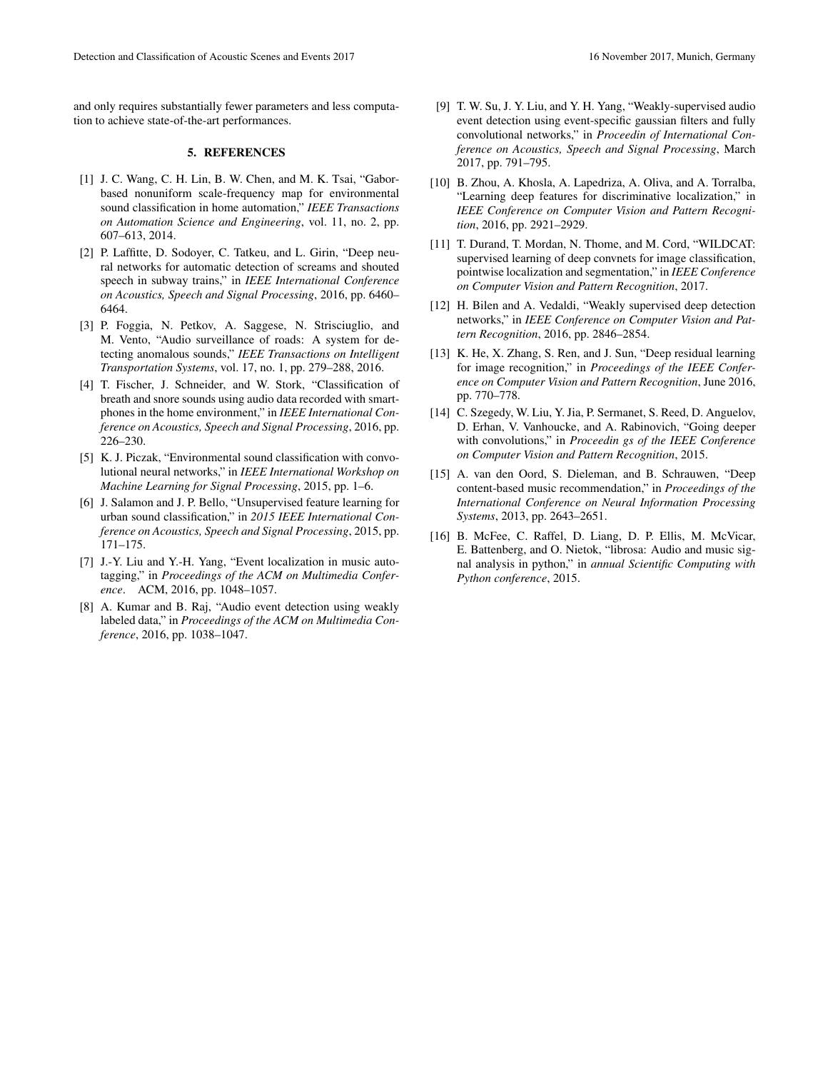and only requires substantially fewer parameters and less computation to achieve state-of-the-art performances.

## 5. REFERENCES

[1] J. C. Wang, C. H. Lin, B. W. Chen, and M. K. Tsai, "Gabor-based nonuniform scale-frequency map for environmental sound classification in home automation," *IEEE Transactions on Automation Science and Engineering*, vol. 11, no. 2, pp. 607–613, 2014.

[2] P. Laffitte, D. Sodoyer, C. Tatkeu, and L. Girin, "Deep neural networks for automatic detection of screams and shouted speech in subway trains," in *IEEE International Conference on Acoustics, Speech and Signal Processing*, 2016, pp. 6460–6464.

[3] P. Foggia, N. Petkov, A. Saggese, N. Strisciuglio, and M. Vento, "Audio surveillance of roads: A system for detecting anomalous sounds," *IEEE Transactions on Intelligent Transportation Systems*, vol. 17, no. 1, pp. 279–288, 2016.

[4] T. Fischer, J. Schneider, and W. Stork, "Classification of breath and snore sounds using audio data recorded with smartphones in the home environment," in *IEEE International Conference on Acoustics, Speech and Signal Processing*, 2016, pp. 226–230.

[5] K. J. Piczak, "Environmental sound classification with convolutional neural networks," in *IEEE International Workshop on Machine Learning for Signal Processing*, 2015, pp. 1–6.

[6] J. Salamon and J. P. Bello, "Unsupervised feature learning for urban sound classification," in *2015 IEEE International Conference on Acoustics, Speech and Signal Processing*, 2015, pp. 171–175.

[7] J.-Y. Liu and Y.-H. Yang, "Event localization in music auto-tagging," in *Proceedings of the ACM on Multimedia Conference*. ACM, 2016, pp. 1048–1057.

[8] A. Kumar and B. Raj, "Audio event detection using weakly labeled data," in *Proceedings of the ACM on Multimedia Conference*, 2016, pp. 1038–1047.

[9] T. W. Su, J. Y. Liu, and Y. H. Yang, "Weakly-supervised audio event detection using event-specific gaussian filters and fully convolutional networks," in *Proceedin of International Conference on Acoustics, Speech and Signal Processing*, March 2017, pp. 791–795.

[10] B. Zhou, A. Khosla, A. Lapedriza, A. Oliva, and A. Torralba, "Learning deep features for discriminative localization," in *IEEE Conference on Computer Vision and Pattern Recognition*, 2016, pp. 2921–2929.

[11] T. Durand, T. Mordan, N. Thome, and M. Cord, "WILDCAT: supervised learning of deep convnets for image classification, pointwise localization and segmentation," in *IEEE Conference on Computer Vision and Pattern Recognition*, 2017.

[12] H. Bilen and A. Vedaldi, "Weakly supervised deep detection networks," in *IEEE Conference on Computer Vision and Pattern Recognition*, 2016, pp. 2846–2854.

[13] K. He, X. Zhang, S. Ren, and J. Sun, "Deep residual learning for image recognition," in *Proceedings of the IEEE Conference on Computer Vision and Pattern Recognition*, June 2016, pp. 770–778.

[14] C. Szegedy, W. Liu, Y. Jia, P. Sermanet, S. Reed, D. Anguelov, D. Erhan, V. Vanhoucke, and A. Rabinovich, "Going deeper with convolutions," in *Proceedin gs of the IEEE Conference on Computer Vision and Pattern Recognition*, 2015.

[15] A. van den Oord, S. Dieleman, and B. Schrauwen, "Deep content-based music recommendation," in *Proceedings of the International Conference on Neural Information Processing Systems*, 2013, pp. 2643–2651.

[16] B. McFee, C. Raffel, D. Liang, D. P. Ellis, M. McVicar, E. Battenberg, and O. Nietok, "librosa: Audio and music signal analysis in python," in *annual Scientific Computing with Python conference*, 2015.